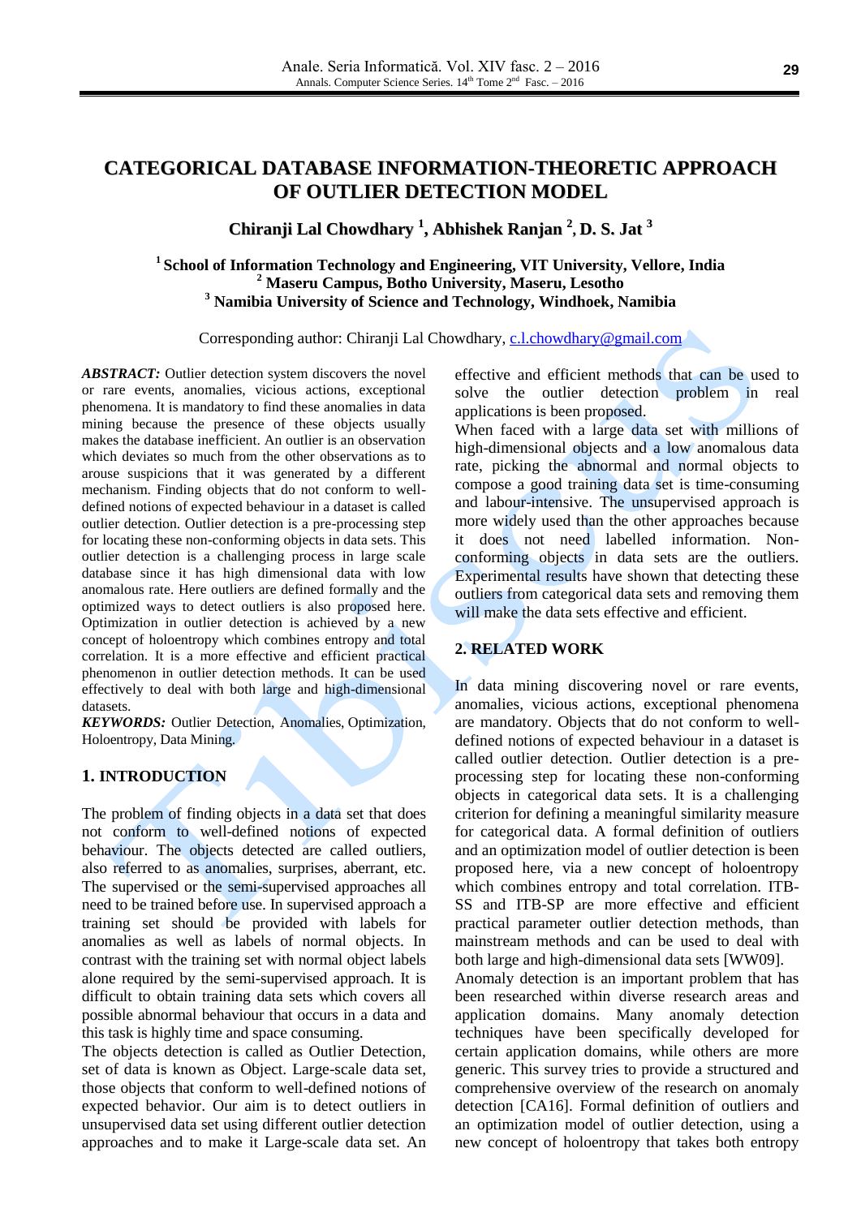# CATEGORICAL DATABASE INFORMATION-THEORETIC APPROACH OF OUTLIER DETECTION MODEL

**Chiranji Lal Chowdhary [1], Abhishek Ranjan [2], D. S. Jat [3]**

**[1] School of Information Technology and Engineering, VIT University, Vellore, India**
**[2] Maseru Campus, Botho University, Maseru, Lesotho**
**[3] Namibia University of Science and Technology, Windhoek, Namibia**

Corresponding author: Chiranji Lal Chowdhary, c.l.chowdhary@gmail.com

***ABSTRACT:*** Outlier detection system discovers the novel or rare events, anomalies, vicious actions, exceptional phenomena. It is mandatory to find these anomalies in data mining because the presence of these objects usually makes the database inefficient. An outlier is an observation which deviates so much from the other observations as to arouse suspicions that it was generated by a different mechanism. Finding objects that do not conform to well-defined notions of expected behaviour in a dataset is called outlier detection. Outlier detection is a pre-processing step for locating these non-conforming objects in data sets. This outlier detection is a challenging process in large scale database since it has high dimensional data with low anomalous rate. Here outliers are defined formally and the optimized ways to detect outliers is also proposed here. Optimization in outlier detection is achieved by a new concept of holoentropy which combines entropy and total correlation. It is a more effective and efficient practical phenomenon in outlier detection methods. It can be used effectively to deal with both large and high-dimensional datasets.

***KEYWORDS:*** Outlier Detection, Anomalies, Optimization, Holoentropy, Data Mining.

## 1. INTRODUCTION

The problem of finding objects in a data set that does not conform to well-defined notions of expected behaviour. The objects detected are called outliers, also referred to as anomalies, surprises, aberrant, etc. The supervised or the semi-supervised approaches all need to be trained before use. In supervised approach a training set should be provided with labels for anomalies as well as labels of normal objects. In contrast with the training set with normal object labels alone required by the semi-supervised approach. It is difficult to obtain training data sets which covers all possible abnormal behaviour that occurs in a data and this task is highly time and space consuming.

The objects detection is called as Outlier Detection, set of data is known as Object. Large-scale data set, those objects that conform to well-defined notions of expected behavior. Our aim is to detect outliers in unsupervised data set using different outlier detection approaches and to make it Large-scale data set. An effective and efficient methods that can be used to solve the outlier detection problem in real applications is been proposed.

When faced with a large data set with millions of high-dimensional objects and a low anomalous data rate, picking the abnormal and normal objects to compose a good training data set is time-consuming and labour-intensive. The unsupervised approach is more widely used than the other approaches because it does not need labelled information. Non-conforming objects in data sets are the outliers. Experimental results have shown that detecting these outliers from categorical data sets and removing them will make the data sets effective and efficient.

## 2. RELATED WORK

In data mining discovering novel or rare events, anomalies, vicious actions, exceptional phenomena are mandatory. Objects that do not conform to well-defined notions of expected behaviour in a dataset is called outlier detection. Outlier detection is a pre-processing step for locating these non-conforming objects in categorical data sets. It is a challenging criterion for defining a meaningful similarity measure for categorical data. A formal definition of outliers and an optimization model of outlier detection is been proposed here, via a new concept of holoentropy which combines entropy and total correlation. ITB-SS and ITB-SP are more effective and efficient practical parameter outlier detection methods, than mainstream methods and can be used to deal with both large and high-dimensional data sets [WW09].

Anomaly detection is an important problem that has been researched within diverse research areas and application domains. Many anomaly detection techniques have been specifically developed for certain application domains, while others are more generic. This survey tries to provide a structured and comprehensive overview of the research on anomaly detection [CA16]. Formal definition of outliers and an optimization model of outlier detection, using a new concept of holoentropy that takes both entropy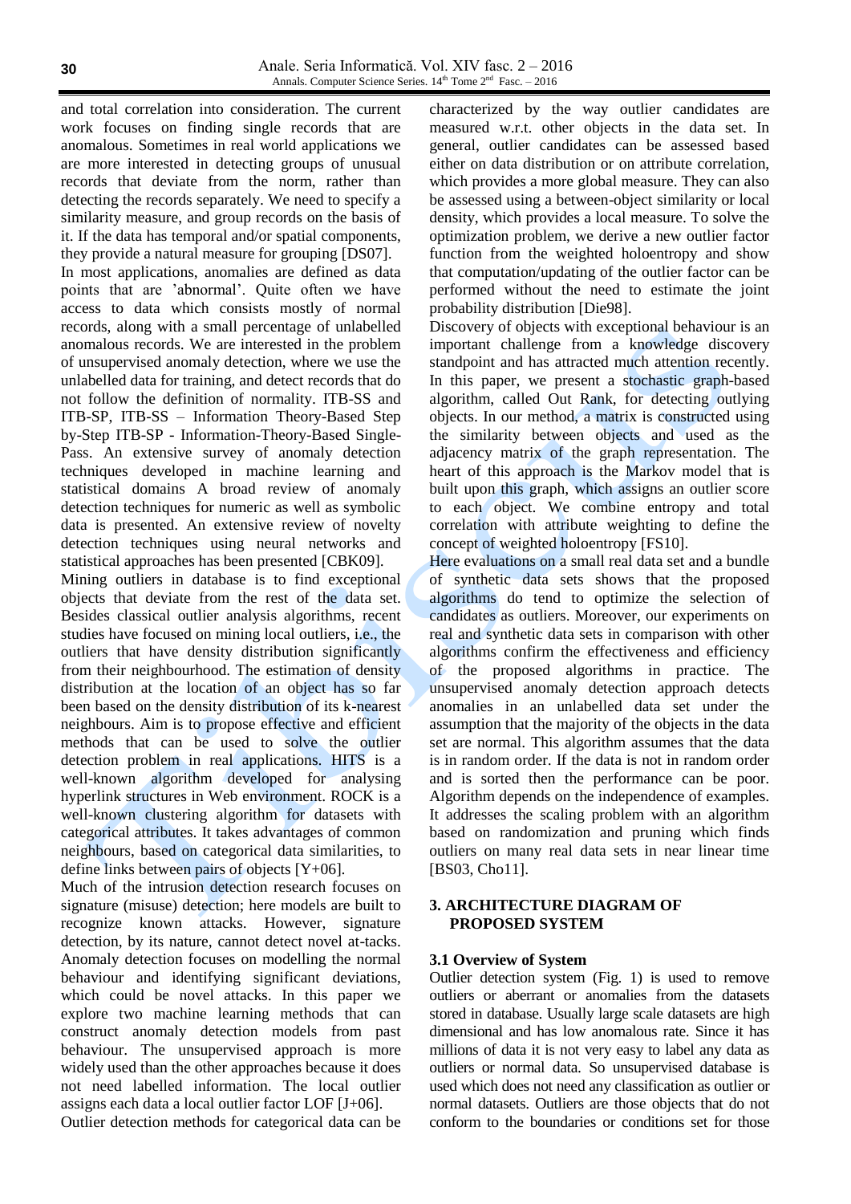and total correlation into consideration. The current work focuses on finding single records that are anomalous. Sometimes in real world applications we are more interested in detecting groups of unusual records that deviate from the norm, rather than detecting the records separately. We need to specify a similarity measure, and group records on the basis of it. If the data has temporal and/or spatial components, they provide a natural measure for grouping [DS07].

In most applications, anomalies are defined as data points that are 'abnormal'. Quite often we have access to data which consists mostly of normal records, along with a small percentage of unlabelled anomalous records. We are interested in the problem of unsupervised anomaly detection, where we use the unlabelled data for training, and detect records that do not follow the definition of normality. ITB-SS and ITB-SP, ITB-SS – Information Theory-Based Step by-Step ITB-SP - Information-Theory-Based Single-Pass. An extensive survey of anomaly detection techniques developed in machine learning and statistical domains A broad review of anomaly detection techniques for numeric as well as symbolic data is presented. An extensive review of novelty detection techniques using neural networks and statistical approaches has been presented [CBK09].

Mining outliers in database is to find exceptional objects that deviate from the rest of the data set. Besides classical outlier analysis algorithms, recent studies have focused on mining local outliers, i.e., the outliers that have density distribution significantly from their neighbourhood. The estimation of density distribution at the location of an object has so far been based on the density distribution of its k-nearest neighbours. Aim is to propose effective and efficient methods that can be used to solve the outlier detection problem in real applications. HITS is a well-known algorithm developed for analysing hyperlink structures in Web environment. ROCK is a well-known clustering algorithm for datasets with categorical attributes. It takes advantages of common neighbours, based on categorical data similarities, to define links between pairs of objects [Y+06].

Much of the intrusion detection research focuses on signature (misuse) detection; here models are built to recognize known attacks. However, signature detection, by its nature, cannot detect novel at-tacks. Anomaly detection focuses on modelling the normal behaviour and identifying significant deviations, which could be novel attacks. In this paper we explore two machine learning methods that can construct anomaly detection models from past behaviour. The unsupervised approach is more widely used than the other approaches because it does not need labelled information. The local outlier assigns each data a local outlier factor LOF [J+06].

Outlier detection methods for categorical data can be characterized by the way outlier candidates are measured w.r.t. other objects in the data set. In general, outlier candidates can be assessed based either on data distribution or on attribute correlation, which provides a more global measure. They can also be assessed using a between-object similarity or local density, which provides a local measure. To solve the optimization problem, we derive a new outlier factor function from the weighted holoentropy and show that computation/updating of the outlier factor can be performed without the need to estimate the joint probability distribution [Die98].

Discovery of objects with exceptional behaviour is an important challenge from a knowledge discovery standpoint and has attracted much attention recently. In this paper, we present a stochastic graph-based algorithm, called Out Rank, for detecting outlying objects. In our method, a matrix is constructed using the similarity between objects and used as the adjacency matrix of the graph representation. The heart of this approach is the Markov model that is built upon this graph, which assigns an outlier score to each object. We combine entropy and total correlation with attribute weighting to define the concept of weighted holoentropy [FS10].

Here evaluations on a small real data set and a bundle of synthetic data sets shows that the proposed algorithms do tend to optimize the selection of candidates as outliers. Moreover, our experiments on real and synthetic data sets in comparison with other algorithms confirm the effectiveness and efficiency of the proposed algorithms in practice. The unsupervised anomaly detection approach detects anomalies in an unlabelled data set under the assumption that the majority of the objects in the data set are normal. This algorithm assumes that the data is in random order. If the data is not in random order and is sorted then the performance can be poor. Algorithm depends on the independence of examples. It addresses the scaling problem with an algorithm based on randomization and pruning which finds outliers on many real data sets in near linear time [BS03, Cho11].

## 3. ARCHITECTURE DIAGRAM OF PROPOSED SYSTEM

### 3.1 Overview of System

Outlier detection system (Fig. 1) is used to remove outliers or aberrant or anomalies from the datasets stored in database. Usually large scale datasets are high dimensional and has low anomalous rate. Since it has millions of data it is not very easy to label any data as outliers or normal data. So unsupervised database is used which does not need any classification as outlier or normal datasets. Outliers are those objects that do not conform to the boundaries or conditions set for those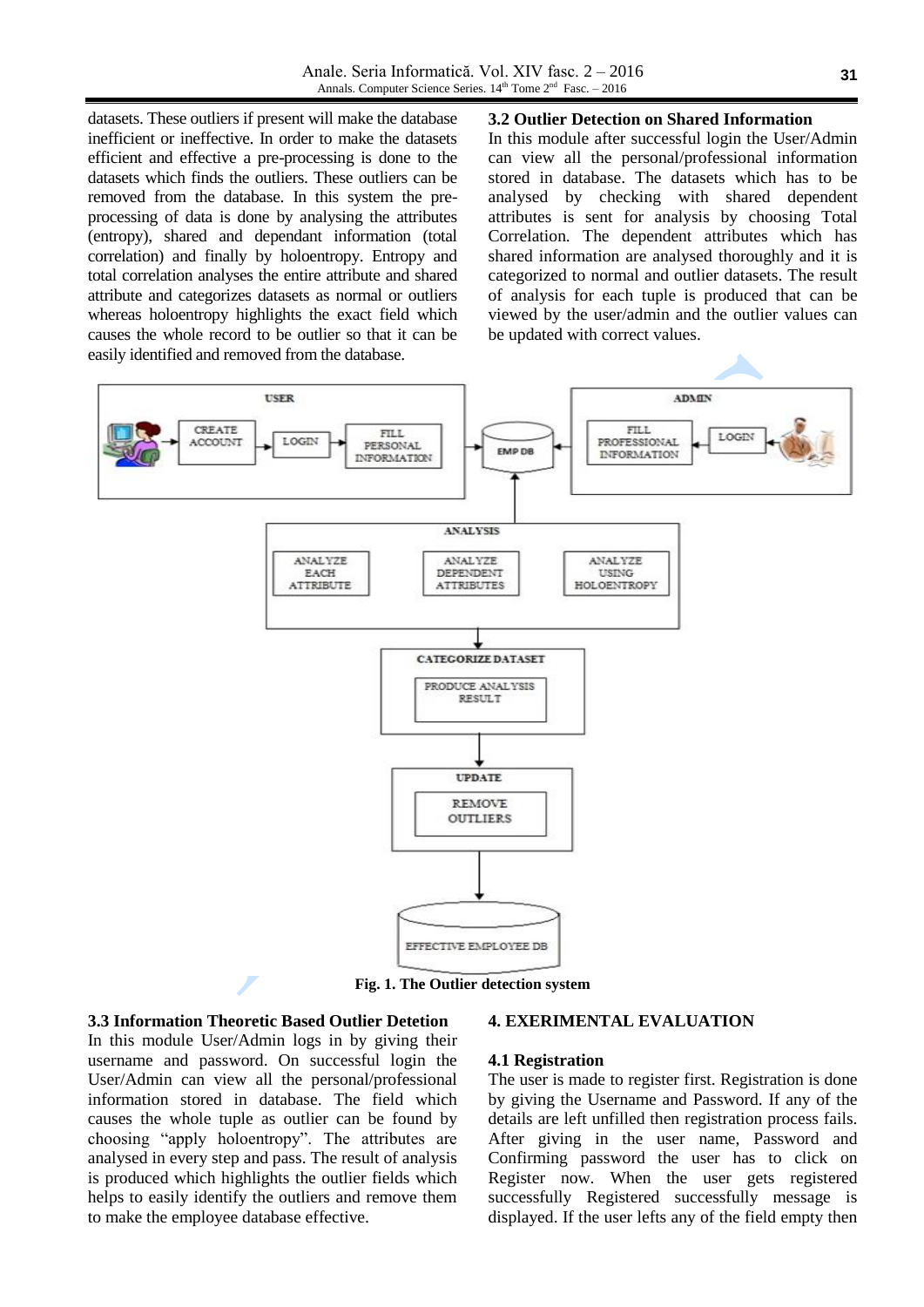datasets. These outliers if present will make the database inefficient or ineffective. In order to make the datasets efficient and effective a pre-processing is done to the datasets which finds the outliers. These outliers can be removed from the database. In this system the pre-processing of data is done by analysing the attributes (entropy), shared and dependant information (total correlation) and finally by holoentropy. Entropy and total correlation analyses the entire attribute and shared attribute and categorizes datasets as normal or outliers whereas holoentropy highlights the exact field which causes the whole record to be outlier so that it can be easily identified and removed from the database.

### 3.2 Outlier Detection on Shared Information

In this module after successful login the User/Admin can view all the personal/professional information stored in database. The datasets which has to be analysed by checking with shared dependent attributes is sent for analysis by choosing Total Correlation. The dependent attributes which has shared information are analysed thoroughly and it is categorized to normal and outlier datasets. The result of analysis for each tuple is produced that can be viewed by the user/admin and the outlier values can be updated with correct values.

**Fig. 1. The Outlier detection system**

### 3.3 Information Theoretic Based Outlier Detetion

In this module User/Admin logs in by giving their username and password. On successful login the User/Admin can view all the personal/professional information stored in database. The field which causes the whole tuple as outlier can be found by choosing "apply holoentropy". The attributes are analysed in every step and pass. The result of analysis is produced which highlights the outlier fields which helps to easily identify the outliers and remove them to make the employee database effective.

## 4. EXERIMENTAL EVALUATION

### 4.1 Registration

The user is made to register first. Registration is done by giving the Username and Password. If any of the details are left unfilled then registration process fails. After giving in the user name, Password and Confirming password the user has to click on Register now. When the user gets registered successfully Registered successfully message is displayed. If the user lefts any of the field empty then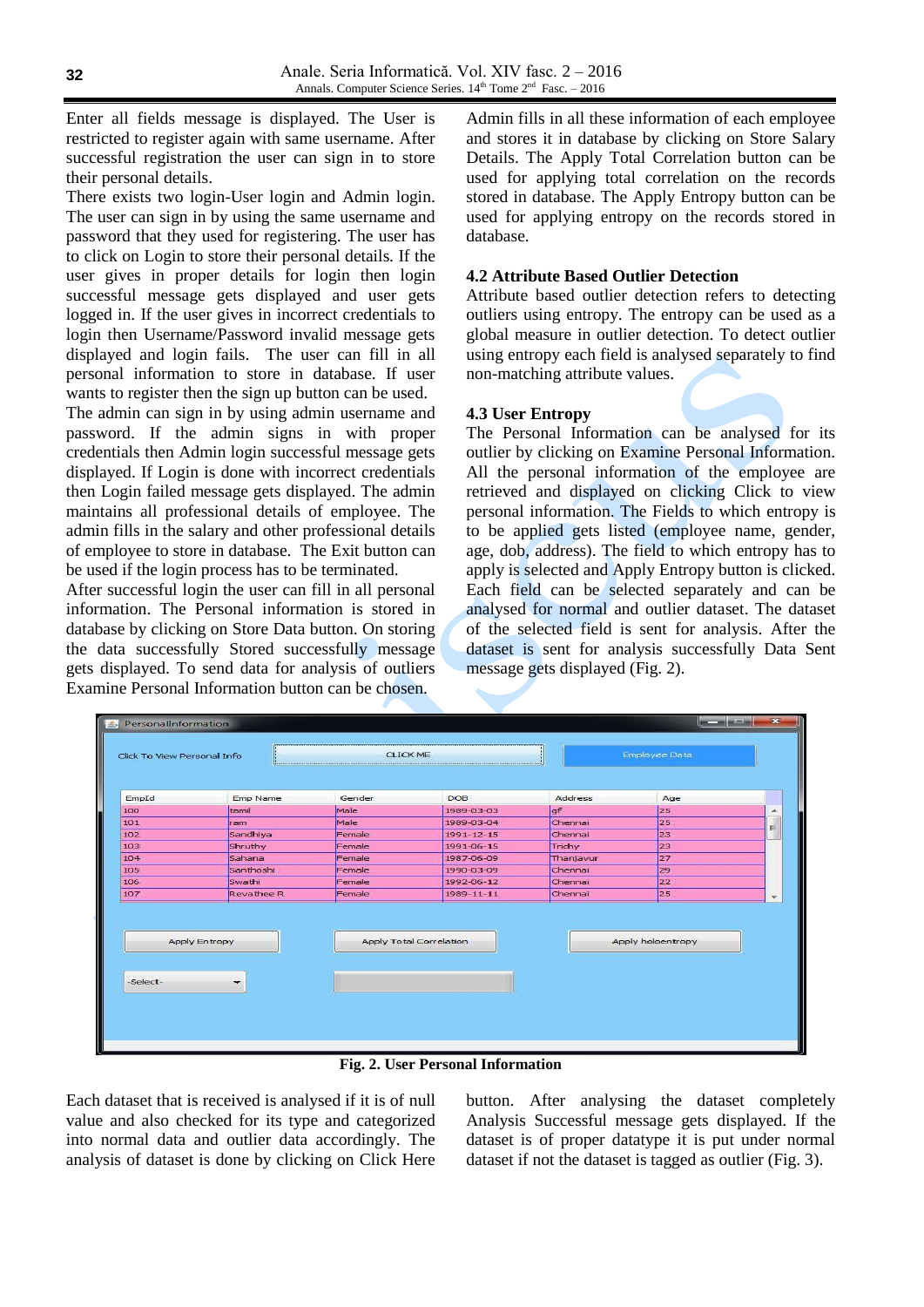Enter all fields message is displayed. The User is restricted to register again with same username. After successful registration the user can sign in to store their personal details.

There exists two login-User login and Admin login. The user can sign in by using the same username and password that they used for registering. The user has to click on Login to store their personal details. If the user gives in proper details for login then login successful message gets displayed and user gets logged in. If the user gives in incorrect credentials to login then Username/Password invalid message gets displayed and login fails. The user can fill in all personal information to store in database. If user wants to register then the sign up button can be used.

The admin can sign in by using admin username and password. If the admin signs in with proper credentials then Admin login successful message gets displayed. If Login is done with incorrect credentials then Login failed message gets displayed. The admin maintains all professional details of employee. The admin fills in the salary and other professional details of employee to store in database. The Exit button can be used if the login process has to be terminated.

After successful login the user can fill in all personal information. The Personal information is stored in database by clicking on Store Data button. On storing the data successfully Stored successfully message gets displayed. To send data for analysis of outliers Examine Personal Information button can be chosen.

Admin fills in all these information of each employee and stores it in database by clicking on Store Salary Details. The Apply Total Correlation button can be used for applying total correlation on the records stored in database. The Apply Entropy button can be used for applying entropy on the records stored in database.

### 4.2 Attribute Based Outlier Detection

Attribute based outlier detection refers to detecting outliers using entropy. The entropy can be used as a global measure in outlier detection. To detect outlier using entropy each field is analysed separately to find non-matching attribute values.

### 4.3 User Entropy

The Personal Information can be analysed for its outlier by clicking on Examine Personal Information. All the personal information of the employee are retrieved and displayed on clicking Click to view personal information. The Fields to which entropy is to be applied gets listed (employee name, gender, age, dob, address). The field to which entropy has to apply is selected and Apply Entropy button is clicked. Each field can be selected separately and can be analysed for normal and outlier dataset. The dataset of the selected field is sent for analysis. After the dataset is sent for analysis successfully Data Sent message gets displayed (Fig. 2).

**Fig. 2. User Personal Information**

Each dataset that is received is analysed if it is of null value and also checked for its type and categorized into normal data and outlier data accordingly. The analysis of dataset is done by clicking on Click Here button. After analysing the dataset completely Analysis Successful message gets displayed. If the dataset is of proper datatype it is put under normal dataset if not the dataset is tagged as outlier (Fig. 3).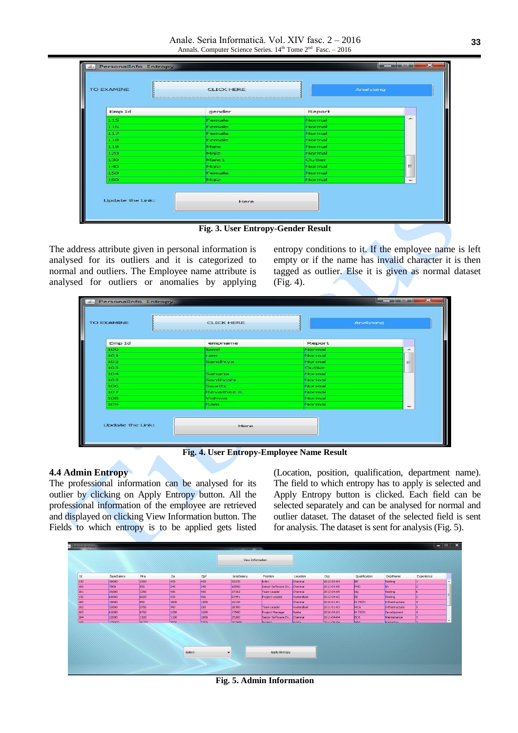Fig. 3. User Entropy-Gender Result

The address attribute given in personal information is analysed for its outliers and it is categorized to normal and outliers. The Employee name attribute is analysed for outliers or anomalies by applying entropy conditions to it. If the employee name is left empty or if the name has invalid character it is then tagged as outlier. Else it is given as normal dataset (Fig. 4).

Fig. 4. User Entropy-Employee Name Result

### 4.4 Admin Entropy

The professional information can be analysed for its outlier by clicking on Apply Entropy button. All the professional information of the employee are retrieved and displayed on clicking View Information button. The Fields to which entropy is to be applied gets listed (Location, position, qualification, department name). The field to which entropy has to apply is selected and Apply Entropy button is clicked. Each field can be selected separately and can be analysed for normal and outlier dataset. The dataset of the selected field is sent for analysis. The dataset is sent for analysis (Fig. 5).

Fig. 5. Admin Information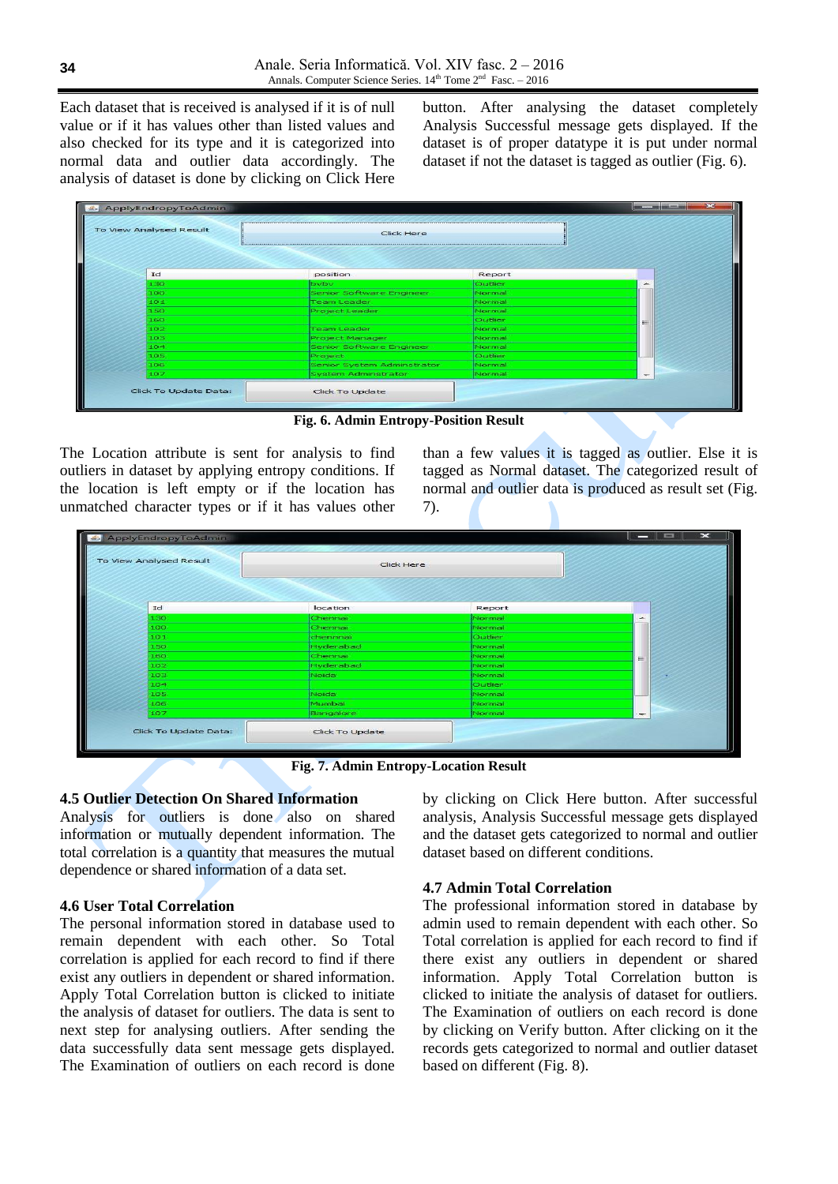Each dataset that is received is analysed if it is of null value or if it has values other than listed values and also checked for its type and it is categorized into normal data and outlier data accordingly. The analysis of dataset is done by clicking on Click Here button. After analysing the dataset completely Analysis Successful message gets displayed. If the dataset is of proper datatype it is put under normal dataset if not the dataset is tagged as outlier (Fig. 6).

**Fig. 6. Admin Entropy-Position Result**

The Location attribute is sent for analysis to find outliers in dataset by applying entropy conditions. If the location is left empty or if the location has unmatched character types or if it has values other than a few values it is tagged as outlier. Else it is tagged as Normal dataset. The categorized result of normal and outlier data is produced as result set (Fig. 7).

**Fig. 7. Admin Entropy-Location Result**

### 4.5 Outlier Detection On Shared Information

Analysis for outliers is done also on shared information or mutually dependent information. The total correlation is a quantity that measures the mutual dependence or shared information of a data set.

### 4.6 User Total Correlation

The personal information stored in database used to remain dependent with each other. So Total correlation is applied for each record to find if there exist any outliers in dependent or shared information. Apply Total Correlation button is clicked to initiate the analysis of dataset for outliers. The data is sent to next step for analysing outliers. After sending the data successfully data sent message gets displayed. The Examination of outliers on each record is done by clicking on Click Here button. After successful analysis, Analysis Successful message gets displayed and the dataset gets categorized to normal and outlier dataset based on different conditions.

### 4.7 Admin Total Correlation

The professional information stored in database by admin used to remain dependent with each other. So Total correlation is applied for each record to find if there exist any outliers in dependent or shared information. Apply Total Correlation button is clicked to initiate the analysis of dataset for outliers. The Examination of outliers on each record is done by clicking on Verify button. After clicking on it the records gets categorized to normal and outlier dataset based on different (Fig. 8).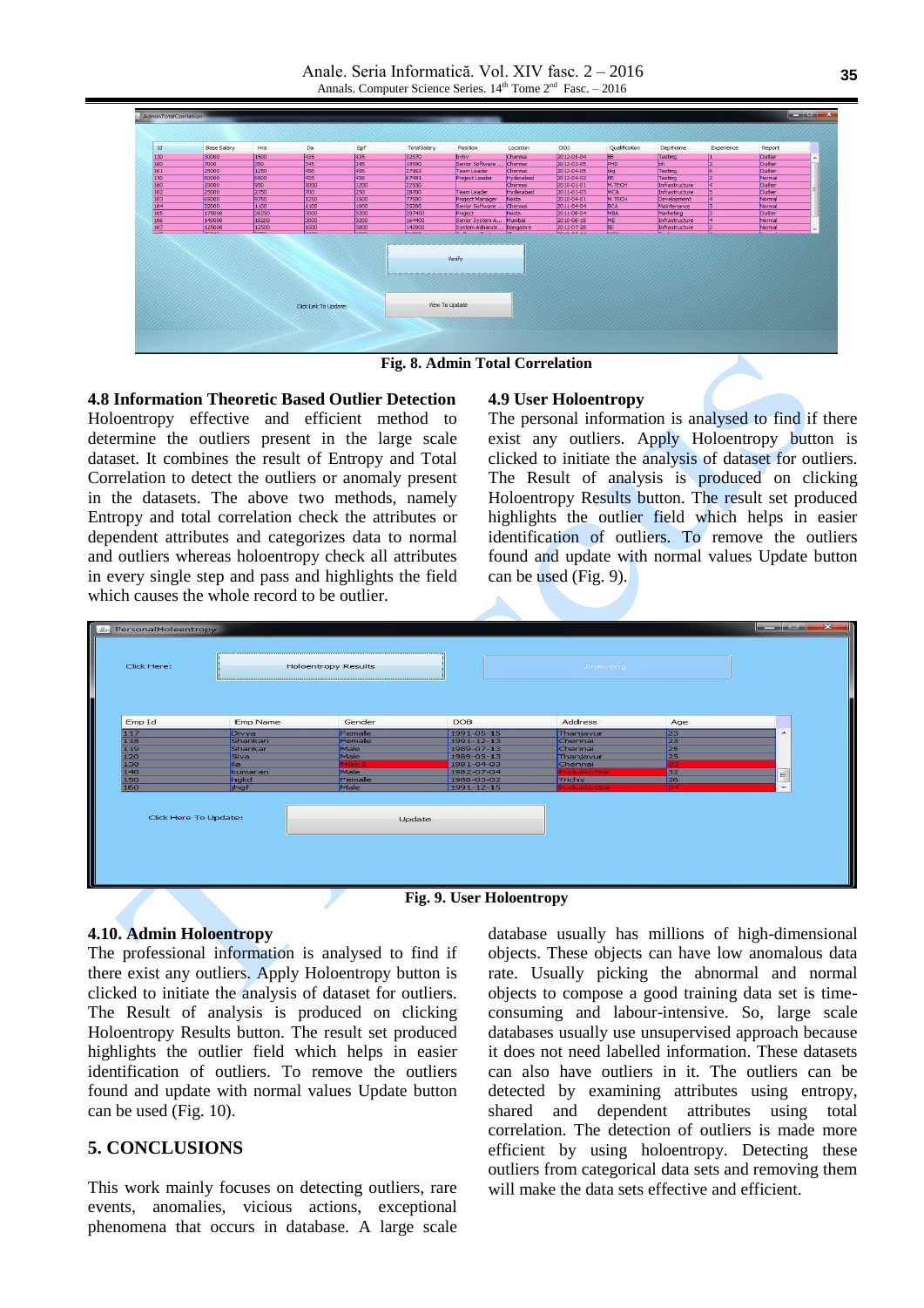Fig. 8. Admin Total Correlation

### 4.8 Information Theoretic Based Outlier Detection

Holoentropy effective and efficient method to determine the outliers present in the large scale dataset. It combines the result of Entropy and Total Correlation to detect the outliers or anomaly present in the datasets. The above two methods, namely Entropy and total correlation check the attributes or dependent attributes and categorizes data to normal and outliers whereas holoentropy check all attributes in every single step and pass and highlights the field which causes the whole record to be outlier.

### 4.9 User Holoentropy

The personal information is analysed to find if there exist any outliers. Apply Holoentropy button is clicked to initiate the analysis of dataset for outliers. The Result of analysis is produced on clicking Holoentropy Results button. The result set produced highlights the outlier field which helps in easier identification of outliers. To remove the outliers found and update with normal values Update button can be used (Fig. 9).

Fig. 9. User Holoentropy

### 4.10. Admin Holoentropy

The professional information is analysed to find if there exist any outliers. Apply Holoentropy button is clicked to initiate the analysis of dataset for outliers. The Result of analysis is produced on clicking Holoentropy Results button. The result set produced highlights the outlier field which helps in easier identification of outliers. To remove the outliers found and update with normal values Update button can be used (Fig. 10).

## 5. CONCLUSIONS

This work mainly focuses on detecting outliers, rare events, anomalies, vicious actions, exceptional phenomena that occurs in database. A large scale database usually has millions of high-dimensional objects. These objects can have low anomalous data rate. Usually picking the abnormal and normal objects to compose a good training data set is time-consuming and labour-intensive. So, large scale databases usually use unsupervised approach because it does not need labelled information. These datasets can also have outliers in it. The outliers can be detected by examining attributes using entropy, shared and dependent attributes using total correlation. The detection of outliers is made more efficient by using holoentropy. Detecting these outliers from categorical data sets and removing them will make the data sets effective and efficient.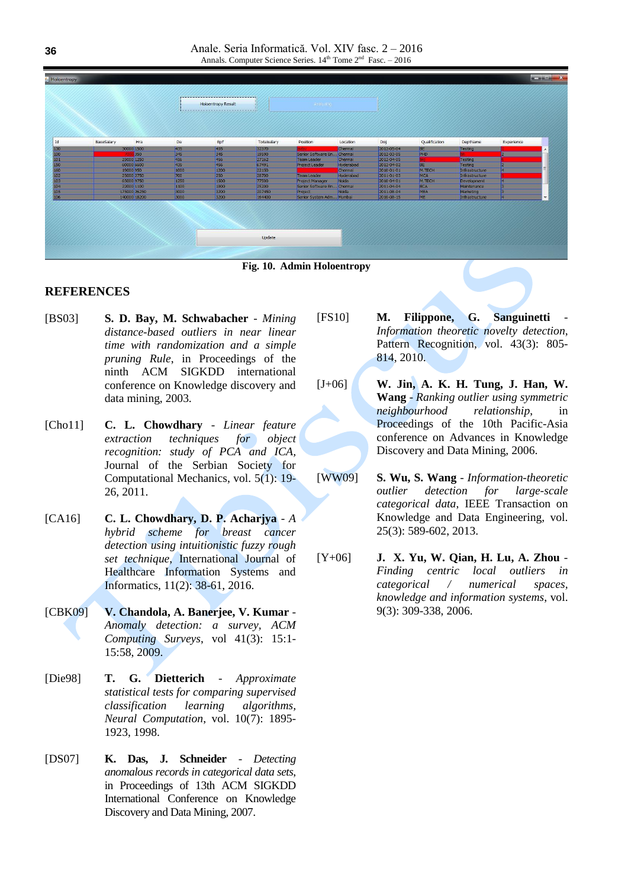Fig. 10. Admin Holoentropy

## REFERENCES

[BS03] **S. D. Bay, M. Schwabacher** - *Mining distance-based outliers in near linear time with randomization and a simple pruning Rule*, in Proceedings of the ninth ACM SIGKDD international conference on Knowledge discovery and data mining, 2003.

[Cho11] **C. L. Chowdhary** - *Linear feature extraction techniques for object recognition: study of PCA and ICA*, Journal of the Serbian Society for Computational Mechanics, vol. 5(1): 19-26, 2011.

[CA16] **C. L. Chowdhary, D. P. Acharjya** - *A hybrid scheme for breast cancer detection using intuitionistic fuzzy rough set technique*, International Journal of Healthcare Information Systems and Informatics, 11(2): 38-61, 2016.

[CBK09] **V. Chandola, A. Banerjee, V. Kumar** - *Anomaly detection: a survey*, *ACM Computing Surveys*, vol 41(3): 15:1-15:58, 2009.

[Die98] **T. G. Dietterich** - *Approximate statistical tests for comparing supervised classification learning algorithms*, *Neural Computation*, vol. 10(7): 1895-1923, 1998.

[DS07] **K. Das, J. Schneider** - *Detecting anomalous records in categorical data sets*, in Proceedings of 13th ACM SIGKDD International Conference on Knowledge Discovery and Data Mining, 2007.

[FS10] **M. Filippone, G. Sanguinetti** - *Information theoretic novelty detection*, Pattern Recognition, vol. 43(3): 805-814, 2010.

[J+06] **W. Jin, A. K. H. Tung, J. Han, W. Wang** - *Ranking outlier using symmetric neighbourhood relationship*, in Proceedings of the 10th Pacific-Asia conference on Advances in Knowledge Discovery and Data Mining, 2006.

[WW09] **S. Wu, S. Wang** - *Information-theoretic outlier detection for large-scale categorical data*, IEEE Transaction on Knowledge and Data Engineering, vol. 25(3): 589-602, 2013.

[Y+06] **J. X. Yu, W. Qian, H. Lu, A. Zhou** - *Finding centric local outliers in categorical / numerical spaces*, *knowledge and information systems*, vol. 9(3): 309-338, 2006.